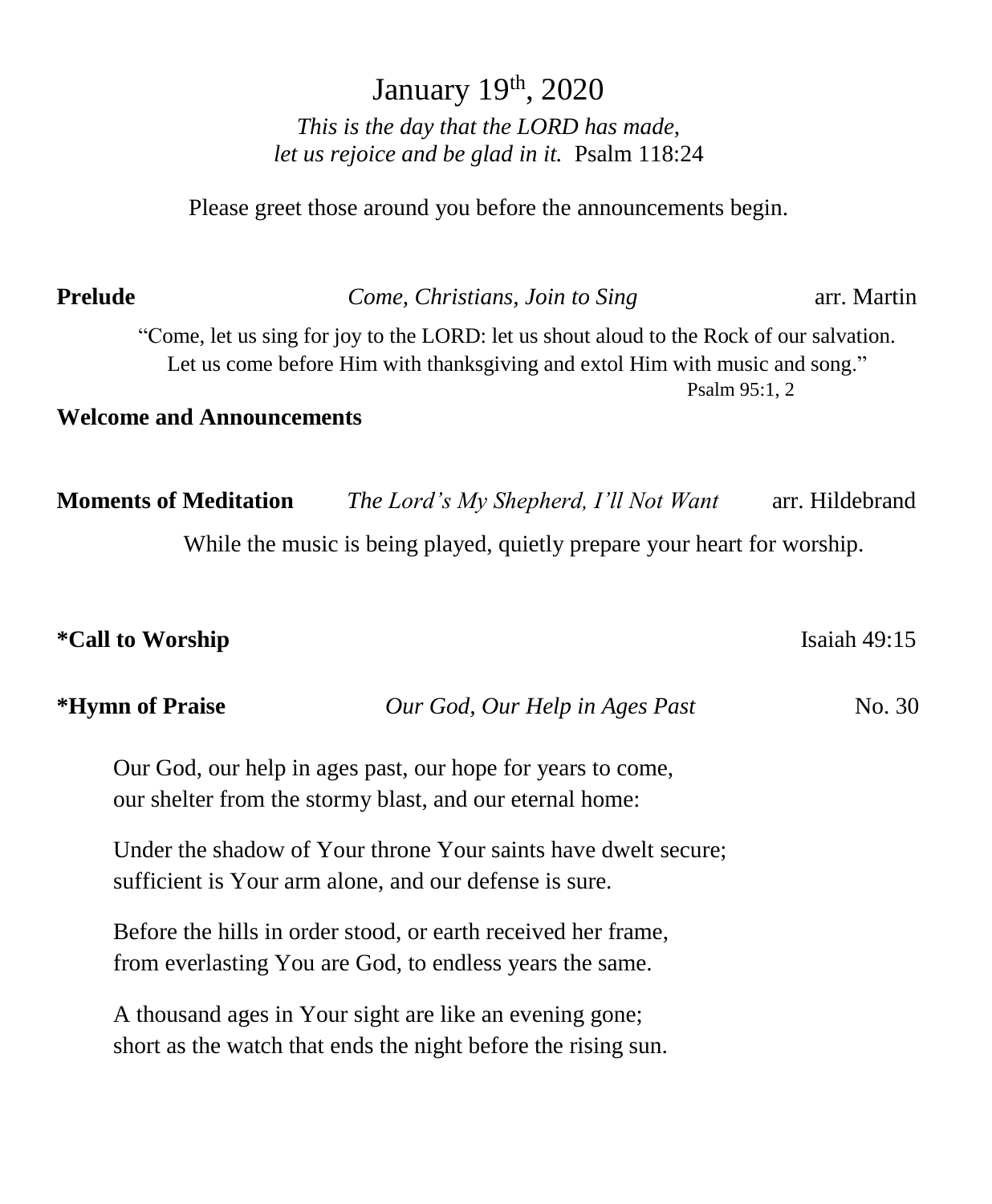# January 19th, 2020

*This is the day that the LORD has made,*
*let us rejoice and be glad in it.* Psalm 118:24

Please greet those around you before the announcements begin.

**Prelude** *Come, Christians, Join to Sing* arr. Martin

"Come, let us sing for joy to the LORD: let us shout aloud to the Rock of our salvation. Let us come before Him with thanksgiving and extol Him with music and song."
Psalm 95:1, 2

**Welcome and Announcements**

**Moments of Meditation** *The Lord's My Shepherd, I'll Not Want* arr. Hildebrand

While the music is being played, quietly prepare your heart for worship.

**\*Call to Worship** Isaiah 49:15

**\*Hymn of Praise** *Our God, Our Help in Ages Past* No. 30

Our God, our help in ages past, our hope for years to come,
our shelter from the stormy blast, and our eternal home:

Under the shadow of Your throne Your saints have dwelt secure;
sufficient is Your arm alone, and our defense is sure.

Before the hills in order stood, or earth received her frame,
from everlasting You are God, to endless years the same.

A thousand ages in Your sight are like an evening gone;
short as the watch that ends the night before the rising sun.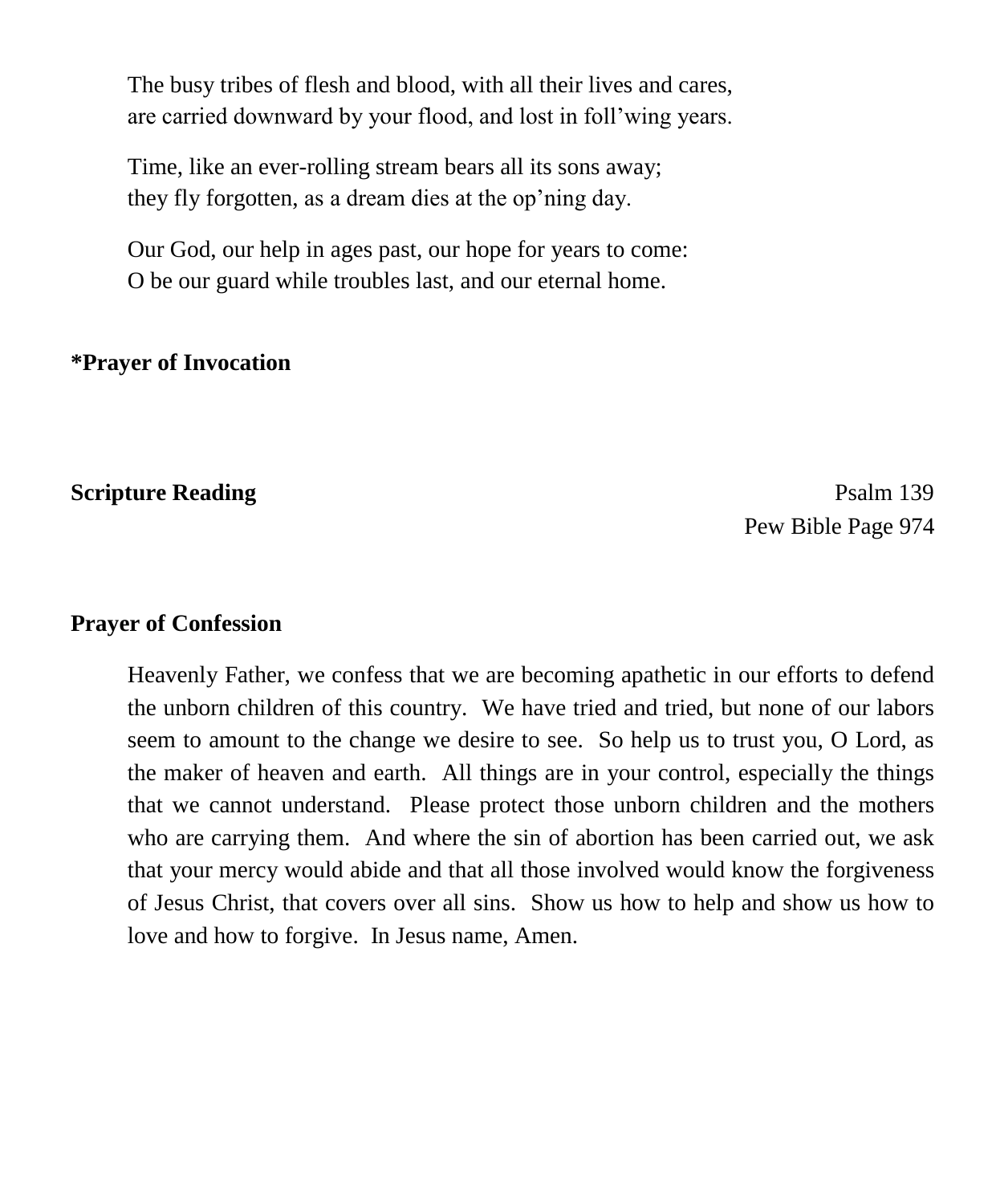The busy tribes of flesh and blood, with all their lives and cares,
are carried downward by your flood, and lost in foll'wing years.

Time, like an ever-rolling stream bears all its sons away;
they fly forgotten, as a dream dies at the op'ning day.

Our God, our help in ages past, our hope for years to come:
O be our guard while troubles last, and our eternal home.

**\*Prayer of Invocation**

**Scripture Reading** Psalm 139
Pew Bible Page 974

**Prayer of Confession**

Heavenly Father, we confess that we are becoming apathetic in our efforts to defend the unborn children of this country. We have tried and tried, but none of our labors seem to amount to the change we desire to see. So help us to trust you, O Lord, as the maker of heaven and earth. All things are in your control, especially the things that we cannot understand. Please protect those unborn children and the mothers who are carrying them. And where the sin of abortion has been carried out, we ask that your mercy would abide and that all those involved would know the forgiveness of Jesus Christ, that covers over all sins. Show us how to help and show us how to love and how to forgive. In Jesus name, Amen.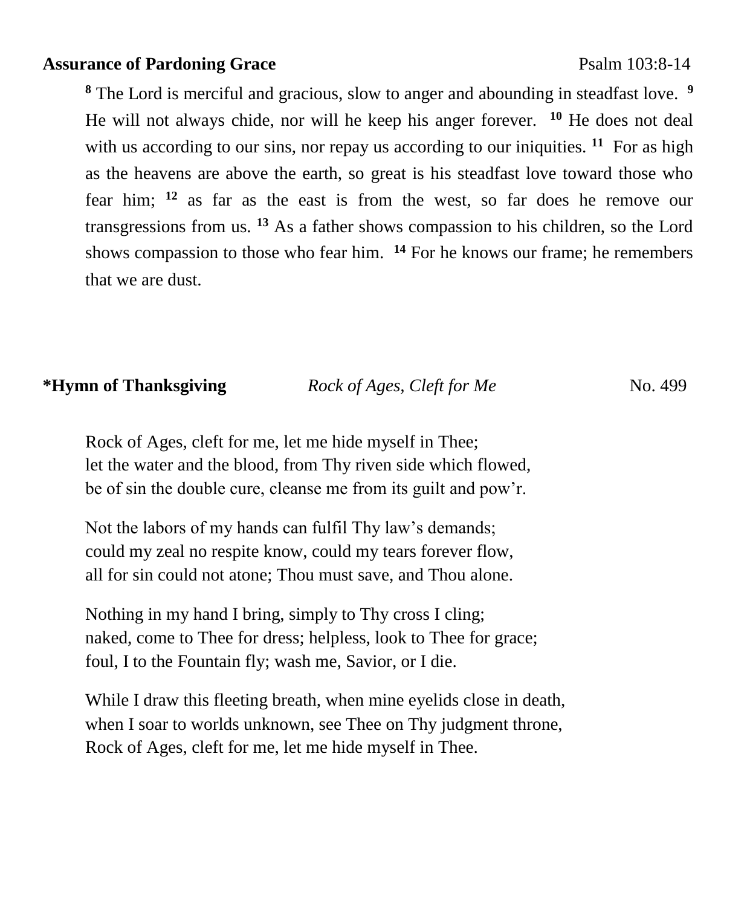**Assurance of Pardoning Grace** Psalm 103:8-14

[8] The Lord is merciful and gracious, slow to anger and abounding in steadfast love. [9] He will not always chide, nor will he keep his anger forever. [10] He does not deal with us according to our sins, nor repay us according to our iniquities. [11] For as high as the heavens are above the earth, so great is his steadfast love toward those who fear him; [12] as far as the east is from the west, so far does he remove our transgressions from us. [13] As a father shows compassion to his children, so the Lord shows compassion to those who fear him. [14] For he knows our frame; he remembers that we are dust.

**\*Hymn of Thanksgiving** *Rock of Ages, Cleft for Me* No. 499

Rock of Ages, cleft for me, let me hide myself in Thee;
let the water and the blood, from Thy riven side which flowed,
be of sin the double cure, cleanse me from its guilt and pow'r.

Not the labors of my hands can fulfil Thy law's demands;
could my zeal no respite know, could my tears forever flow,
all for sin could not atone; Thou must save, and Thou alone.

Nothing in my hand I bring, simply to Thy cross I cling;
naked, come to Thee for dress; helpless, look to Thee for grace;
foul, I to the Fountain fly; wash me, Savior, or I die.

While I draw this fleeting breath, when mine eyelids close in death,
when I soar to worlds unknown, see Thee on Thy judgment throne,
Rock of Ages, cleft for me, let me hide myself in Thee.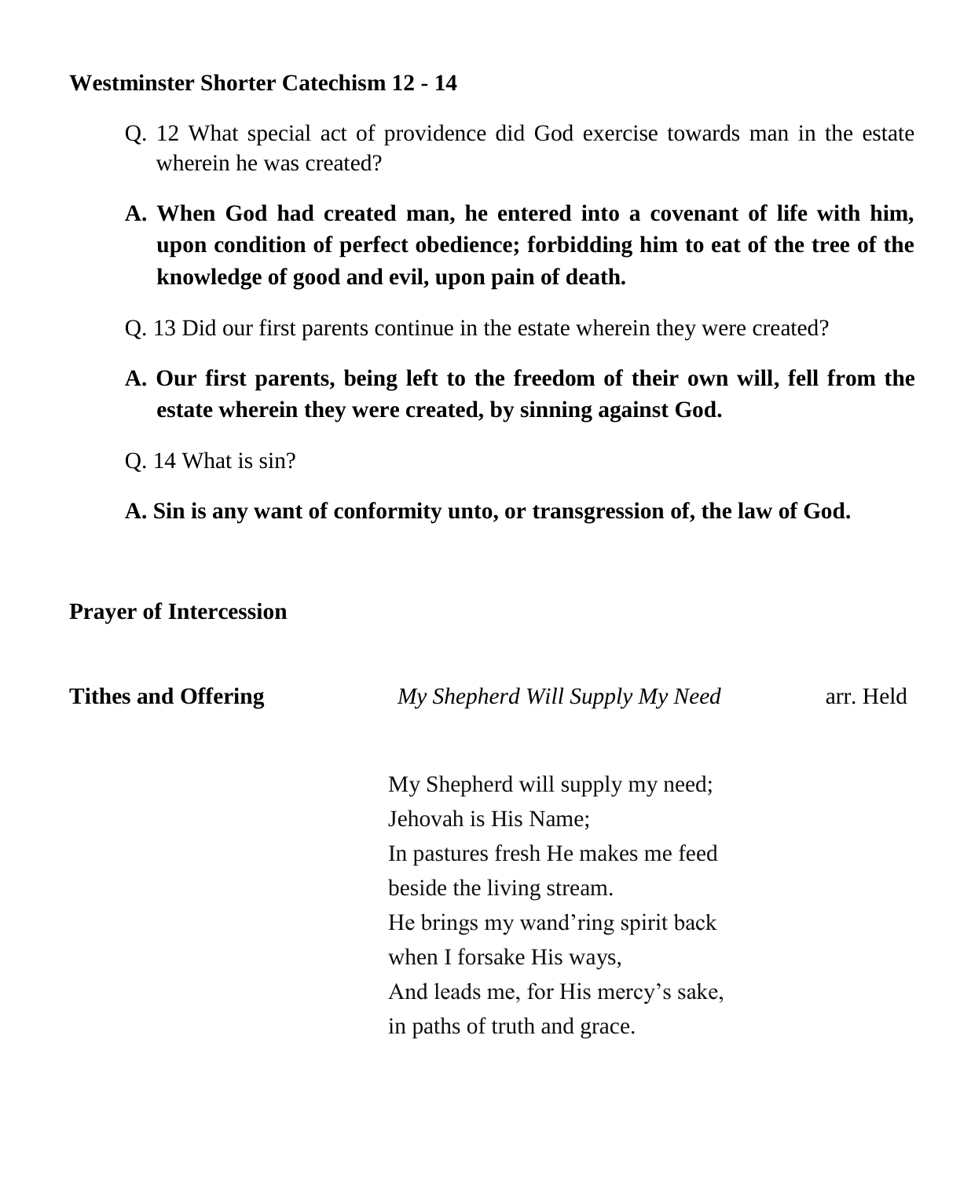**Westminster Shorter Catechism 12 - 14**

Q. 12 What special act of providence did God exercise towards man in the estate wherein he was created?

**A. When God had created man, he entered into a covenant of life with him, upon condition of perfect obedience; forbidding him to eat of the tree of the knowledge of good and evil, upon pain of death.**

Q. 13 Did our first parents continue in the estate wherein they were created?

**A. Our first parents, being left to the freedom of their own will, fell from the estate wherein they were created, by sinning against God.**

Q. 14 What is sin?

**A. Sin is any want of conformity unto, or transgression of, the law of God.**

**Prayer of Intercession**

**Tithes and Offering** *My Shepherd Will Supply My Need* arr. Held

My Shepherd will supply my need;
Jehovah is His Name;
In pastures fresh He makes me feed
beside the living stream.
He brings my wand'ring spirit back
when I forsake His ways,
And leads me, for His mercy's sake,
in paths of truth and grace.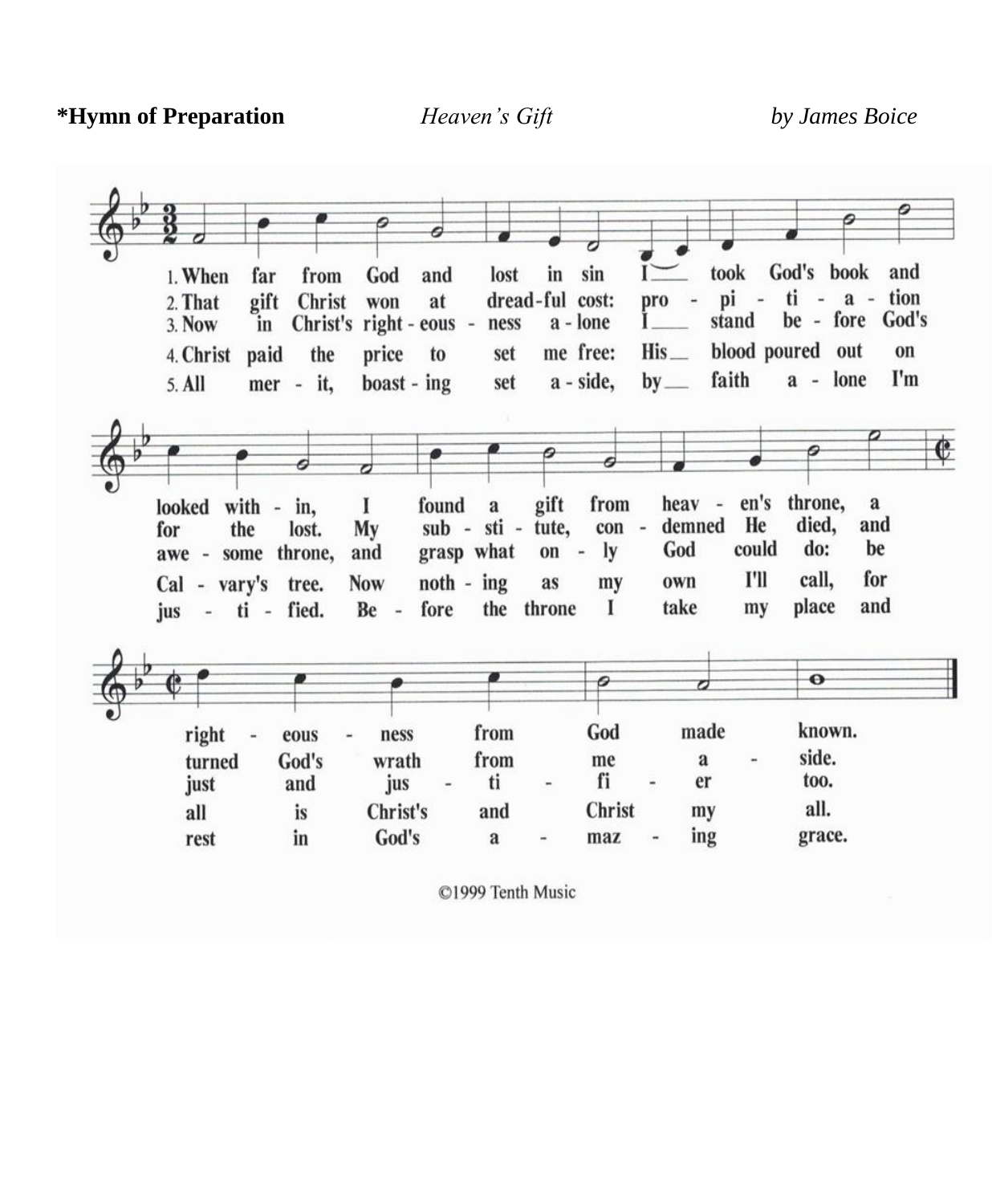**\*Hymn of Preparation** *Heaven's Gift* *by James Boice*

1. When far from God and lost in sin I took God's book and looked within, I found a gift from heaven's throne, a righteousness from God made known.

2. That gift Christ won at dreadful cost: propitiation for the lost. My substitute, condemned He died, and turned God's wrath from me aside.

3. Now in Christ's righteousness alone I stand before God's awesome throne, and grasp what only God could do: be just and justifier too.

4. Christ paid the price to set me free: His blood poured out on Calvary's tree. Now nothing as my own I'll call, for all is Christ's and Christ my all.

5. All merit, boasting set aside, by faith alone I'm justified. Before the throne I take my place and rest in God's amazing grace.

©1999 Tenth Music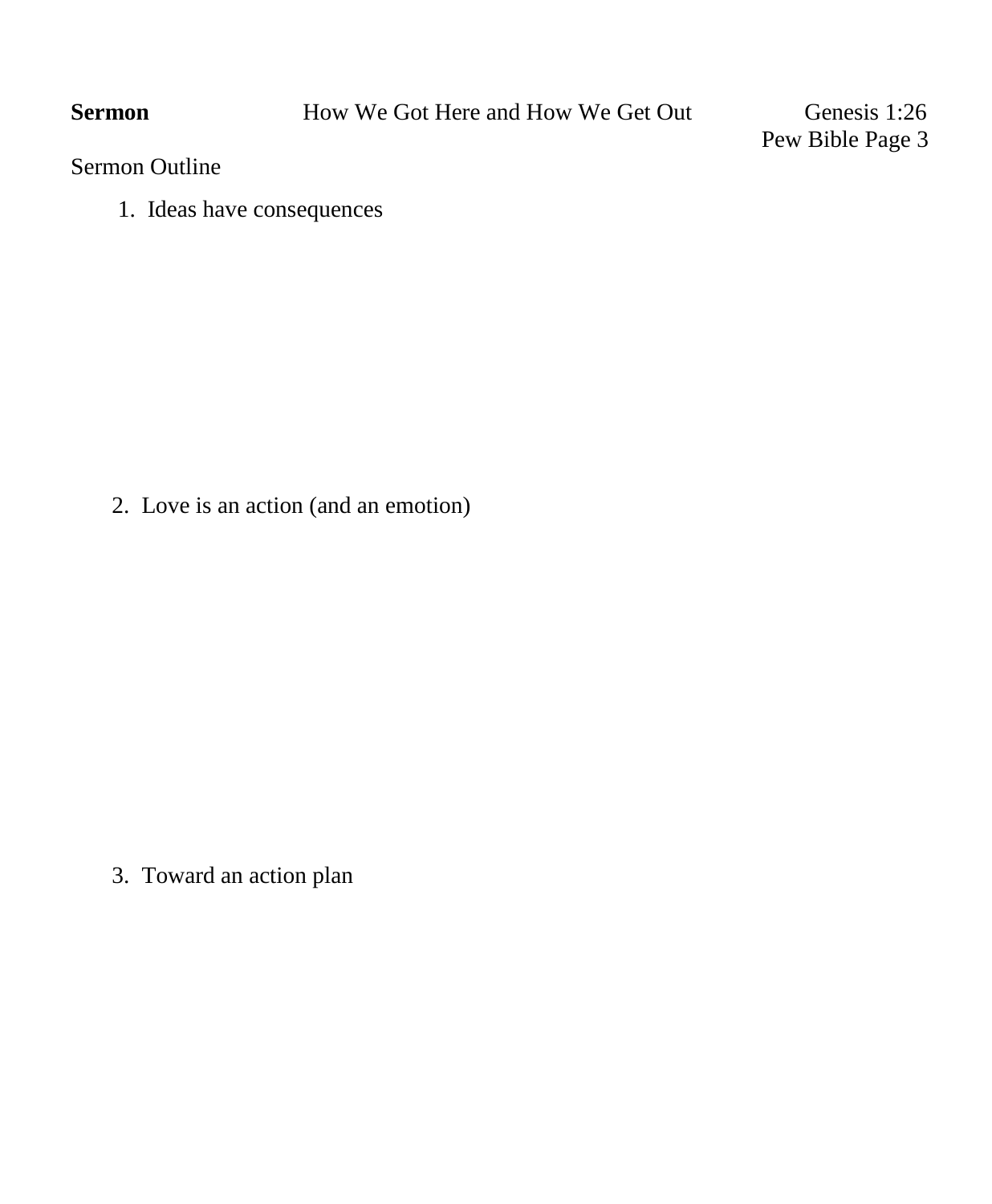**Sermon** How We Got Here and How We Get Out Genesis 1:26

Pew Bible Page 3

Sermon Outline

1. Ideas have consequences

2. Love is an action (and an emotion)

3. Toward an action plan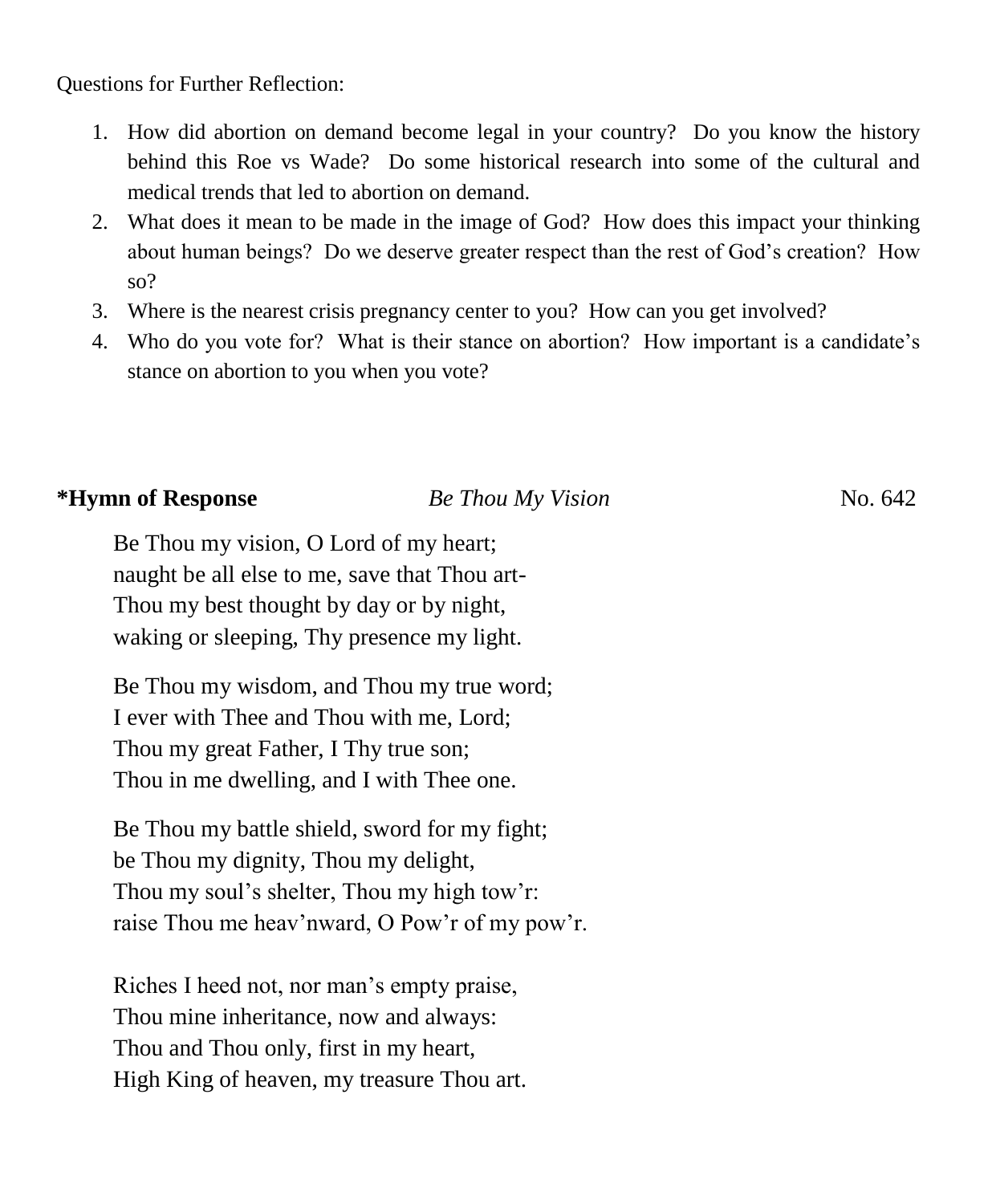Questions for Further Reflection:

1. How did abortion on demand become legal in your country? Do you know the history behind this Roe vs Wade? Do some historical research into some of the cultural and medical trends that led to abortion on demand.
2. What does it mean to be made in the image of God? How does this impact your thinking about human beings? Do we deserve greater respect than the rest of God's creation? How so?
3. Where is the nearest crisis pregnancy center to you? How can you get involved?
4. Who do you vote for? What is their stance on abortion? How important is a candidate's stance on abortion to you when you vote?

**\*Hymn of Response** *Be Thou My Vision* No. 642

Be Thou my vision, O Lord of my heart;
naught be all else to me, save that Thou art-
Thou my best thought by day or by night,
waking or sleeping, Thy presence my light.

Be Thou my wisdom, and Thou my true word;
I ever with Thee and Thou with me, Lord;
Thou my great Father, I Thy true son;
Thou in me dwelling, and I with Thee one.

Be Thou my battle shield, sword for my fight;
be Thou my dignity, Thou my delight,
Thou my soul's shelter, Thou my high tow'r:
raise Thou me heav'nward, O Pow'r of my pow'r.

Riches I heed not, nor man's empty praise,
Thou mine inheritance, now and always:
Thou and Thou only, first in my heart,
High King of heaven, my treasure Thou art.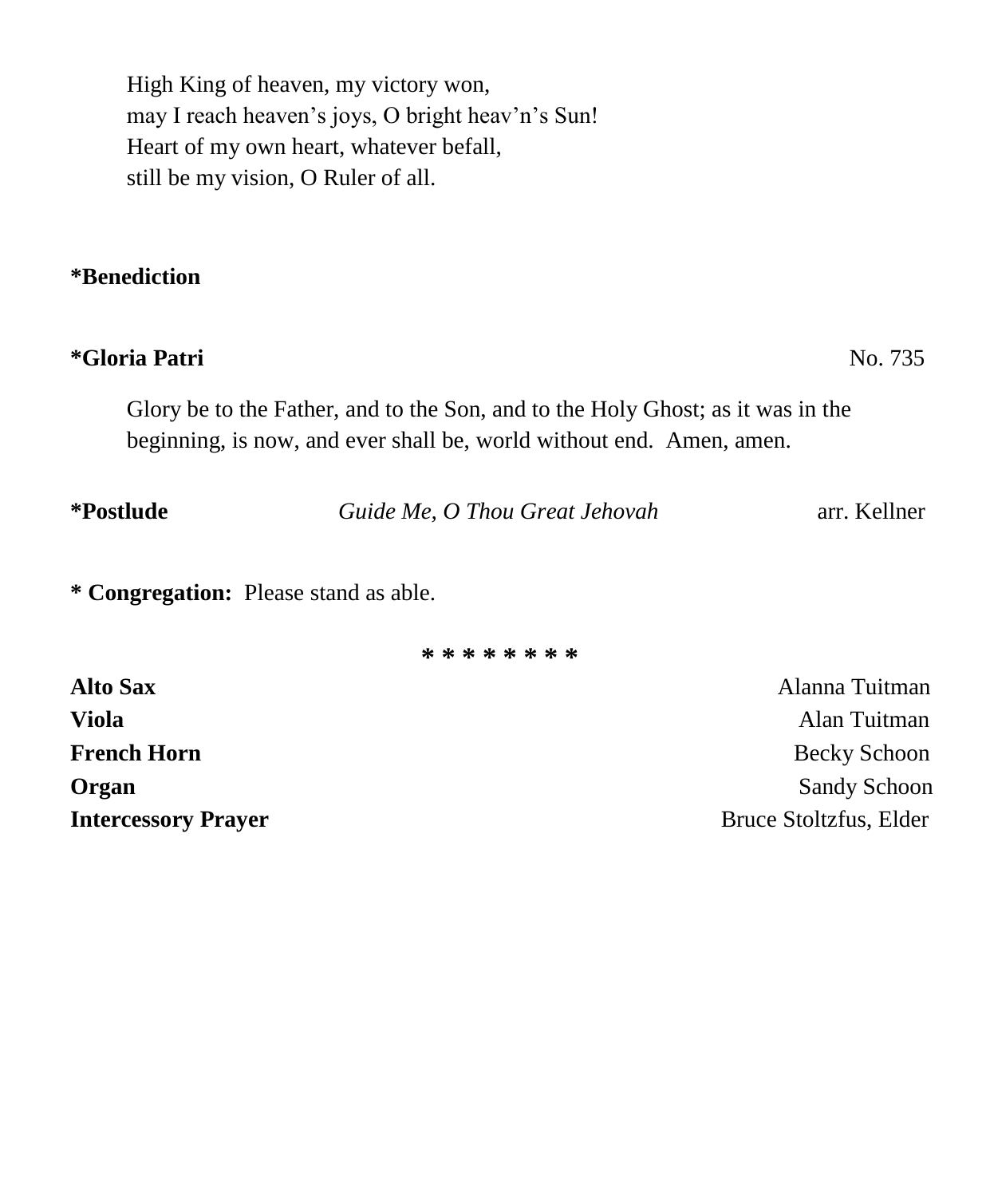High King of heaven, my victory won,
may I reach heaven's joys, O bright heav'n's Sun!
Heart of my own heart, whatever befall,
still be my vision, O Ruler of all.

**\*Benediction**

**\*Gloria Patri** No. 735

Glory be to the Father, and to the Son, and to the Holy Ghost; as it was in the beginning, is now, and ever shall be, world without end. Amen, amen.

**\*Postlude** *Guide Me, O Thou Great Jehovah* arr. Kellner

**\* Congregation:** Please stand as able.

\* \* \* \* \* \* \* \*

**Alto Sax** Alanna Tuitman
**Viola** Alan Tuitman
**French Horn** Becky Schoon
**Organ** Sandy Schoon
**Intercessory Prayer** Bruce Stoltzfus, Elder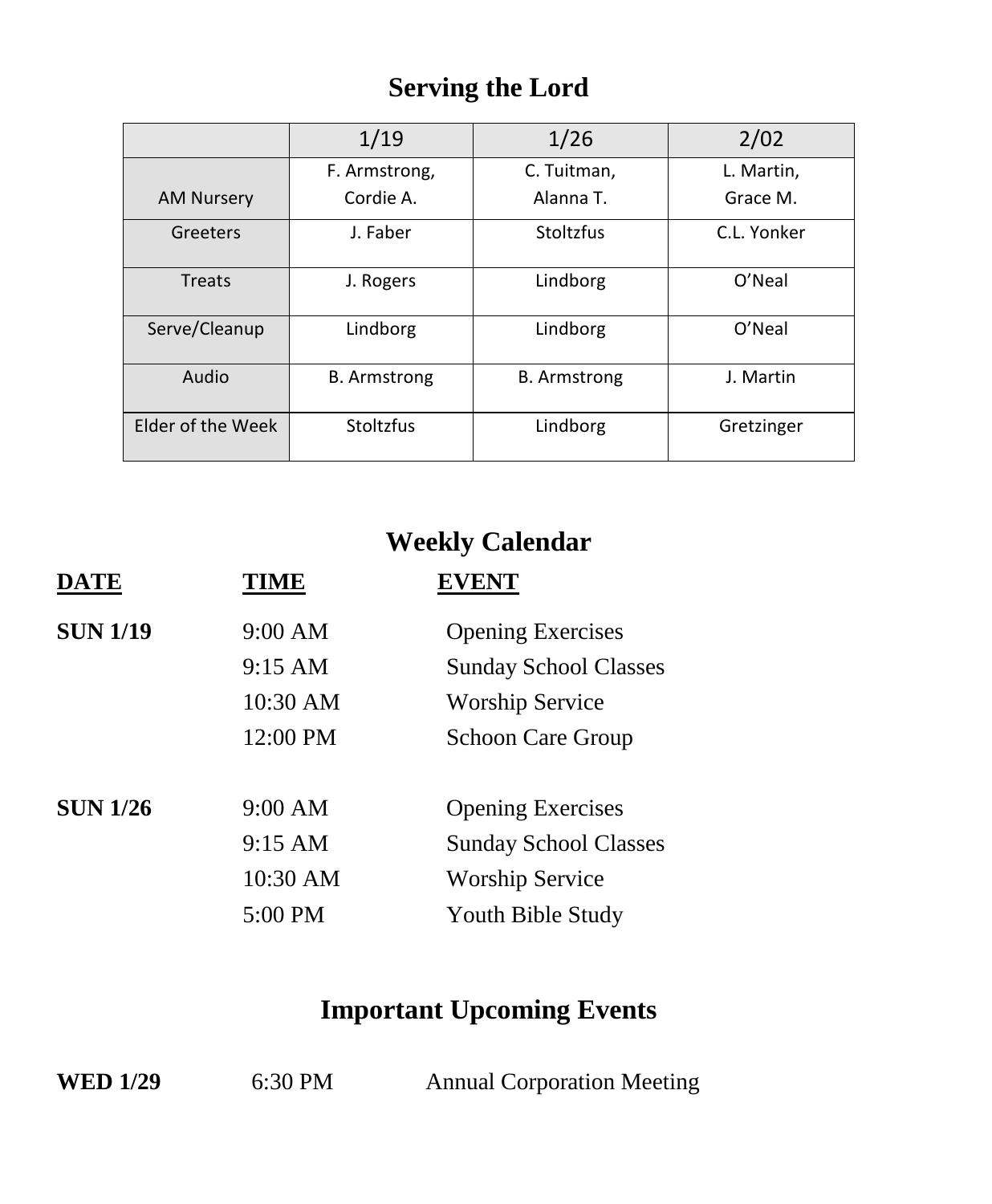## Serving the Lord

| | 1/19 | 1/26 | 2/02 |
|---|---|---|---|
| AM Nursery | F. Armstrong, Cordie A. | C. Tuitman, Alanna T. | L. Martin, Grace M. |
| Greeters | J. Faber | Stoltzfus | C.L. Yonker |
| Treats | J. Rogers | Lindborg | O'Neal |
| Serve/Cleanup | Lindborg | Lindborg | O'Neal |
| Audio | B. Armstrong | B. Armstrong | J. Martin |
| Elder of the Week | Stoltzfus | Lindborg | Gretzinger |

## Weekly Calendar

| DATE | TIME | EVENT |
|---|---|---|
| **SUN 1/19** | 9:00 AM | Opening Exercises |
| | 9:15 AM | Sunday School Classes |
| | 10:30 AM | Worship Service |
| | 12:00 PM | Schoon Care Group |
| **SUN 1/26** | 9:00 AM | Opening Exercises |
| | 9:15 AM | Sunday School Classes |
| | 10:30 AM | Worship Service |
| | 5:00 PM | Youth Bible Study |

## Important Upcoming Events

**WED 1/29** 6:30 PM Annual Corporation Meeting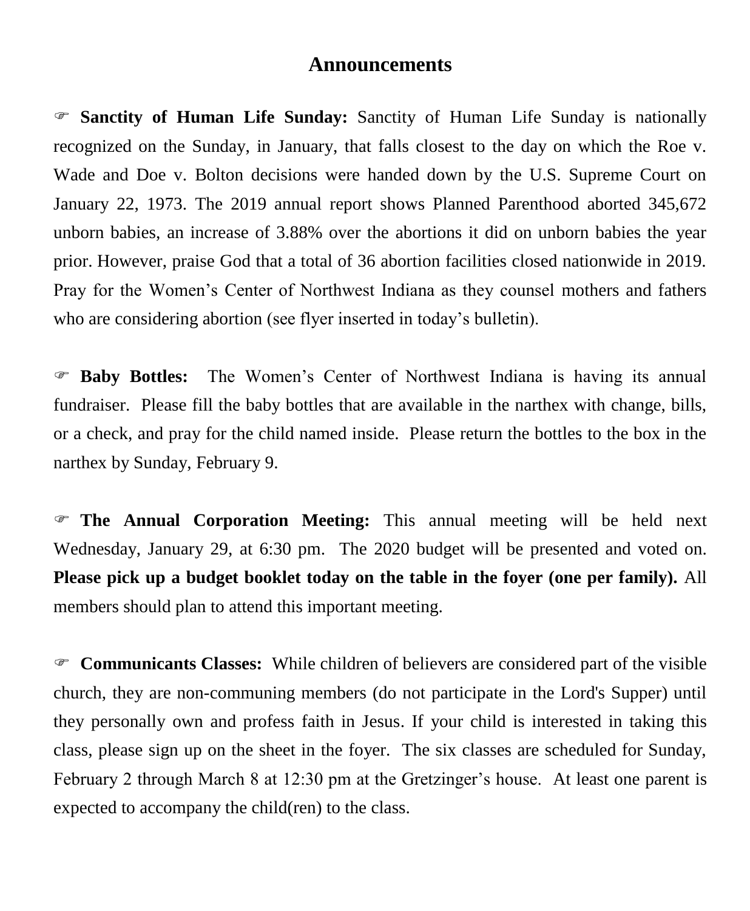# Announcements

☞ **Sanctity of Human Life Sunday:** Sanctity of Human Life Sunday is nationally recognized on the Sunday, in January, that falls closest to the day on which the Roe v. Wade and Doe v. Bolton decisions were handed down by the U.S. Supreme Court on January 22, 1973. The 2019 annual report shows Planned Parenthood aborted 345,672 unborn babies, an increase of 3.88% over the abortions it did on unborn babies the year prior. However, praise God that a total of 36 abortion facilities closed nationwide in 2019. Pray for the Women's Center of Northwest Indiana as they counsel mothers and fathers who are considering abortion (see flyer inserted in today's bulletin).

☞ **Baby Bottles:** The Women's Center of Northwest Indiana is having its annual fundraiser. Please fill the baby bottles that are available in the narthex with change, bills, or a check, and pray for the child named inside. Please return the bottles to the box in the narthex by Sunday, February 9.

☞ **The Annual Corporation Meeting:** This annual meeting will be held next Wednesday, January 29, at 6:30 pm. The 2020 budget will be presented and voted on. **Please pick up a budget booklet today on the table in the foyer (one per family).** All members should plan to attend this important meeting.

☞ **Communicants Classes:** While children of believers are considered part of the visible church, they are non-communing members (do not participate in the Lord's Supper) until they personally own and profess faith in Jesus. If your child is interested in taking this class, please sign up on the sheet in the foyer. The six classes are scheduled for Sunday, February 2 through March 8 at 12:30 pm at the Gretzinger's house. At least one parent is expected to accompany the child(ren) to the class.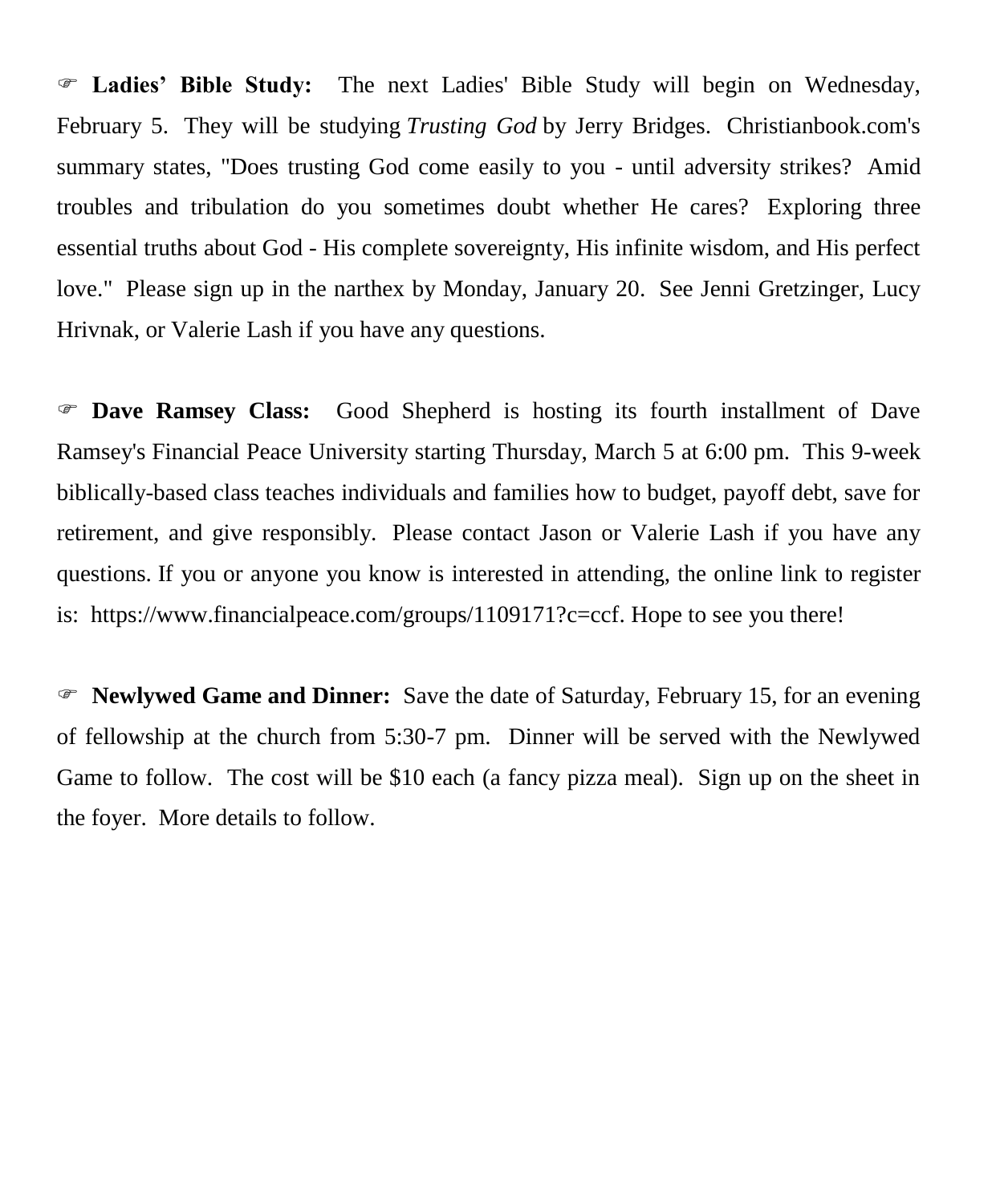☞ **Ladies' Bible Study:** The next Ladies' Bible Study will begin on Wednesday, February 5. They will be studying *Trusting God* by Jerry Bridges. Christianbook.com's summary states, "Does trusting God come easily to you - until adversity strikes? Amid troubles and tribulation do you sometimes doubt whether He cares? Exploring three essential truths about God - His complete sovereignty, His infinite wisdom, and His perfect love." Please sign up in the narthex by Monday, January 20. See Jenni Gretzinger, Lucy Hrivnak, or Valerie Lash if you have any questions.

☞ **Dave Ramsey Class:** Good Shepherd is hosting its fourth installment of Dave Ramsey's Financial Peace University starting Thursday, March 5 at 6:00 pm. This 9-week biblically-based class teaches individuals and families how to budget, payoff debt, save for retirement, and give responsibly. Please contact Jason or Valerie Lash if you have any questions. If you or anyone you know is interested in attending, the online link to register is: https://www.financialpeace.com/groups/1109171?c=ccf. Hope to see you there!

☞ **Newlywed Game and Dinner:** Save the date of Saturday, February 15, for an evening of fellowship at the church from 5:30-7 pm. Dinner will be served with the Newlywed Game to follow. The cost will be $10 each (a fancy pizza meal). Sign up on the sheet in the foyer. More details to follow.